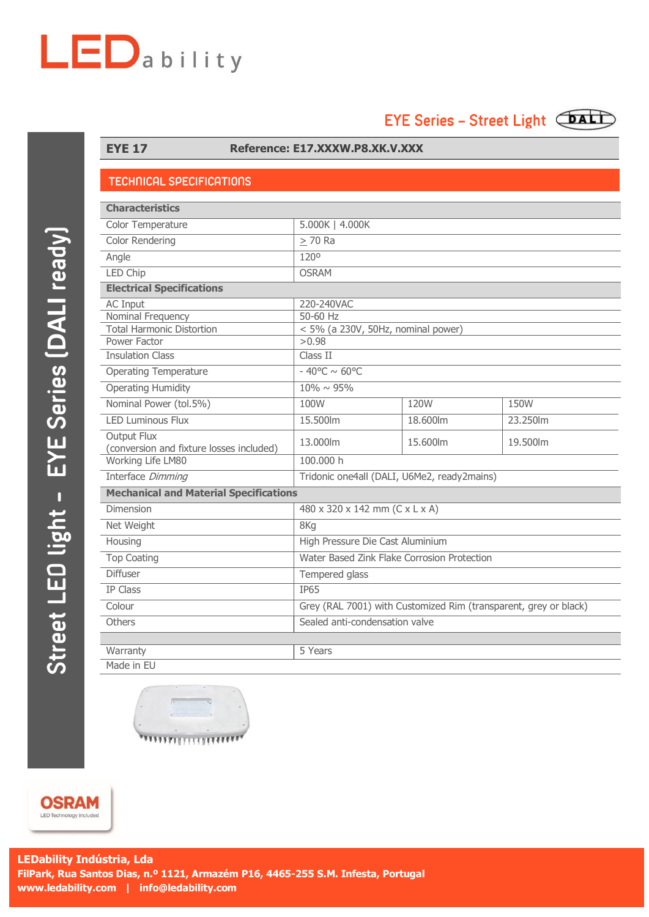# LEDability

## EYE Series – Street Light

Street LED light – EYE Series (DALI ready)

**EYE 17** | **Reference: E17.XXXW.P8.XK.V.XXX**

## TECHNICAL SPECIFICATIONS

| **Characteristics** | | | |
|---|---|---|---|
| Color Temperature | 5.000K \| 4.000K | | |
| Color Rendering | ≥ 70 Ra | | |
| Angle | 120º | | |
| LED Chip | OSRAM | | |
| **Electrical Specifications** | | | |
| AC Input | 220-240VAC | | |
| Nominal Frequency | 50-60 Hz | | |
| Total Harmonic Distortion | < 5% (a 230V, 50Hz, nominal power) | | |
| Power Factor | >0.98 | | |
| Insulation Class | Class II | | |
| Operating Temperature | - 40°C ~ 60°C | | |
| Operating Humidity | 10% ~ 95% | | |
| Nominal Power (tol.5%) | 100W | 120W | 150W |
| LED Luminous Flux | 15.500lm | 18.600lm | 23.250lm |
| Output Flux (conversion and fixture losses included) | 13.000lm | 15.600lm | 19.500lm |
| Working Life LM80 | 100.000 h | | |
| Interface *Dimming* | Tridonic one4all (DALI, U6Me2, ready2mains) | | |
| **Mechanical and Material Specifications** | | | |
| Dimension | 480 x 320 x 142 mm (C x L x A) | | |
| Net Weight | 8Kg | | |
| Housing | High Pressure Die Cast Aluminium | | |
| Top Coating | Water Based Zink Flake Corrosion Protection | | |
| Diffuser | Tempered glass | | |
| IP Class | IP65 | | |
| Colour | Grey (RAL 7001) with Customized Rim (transparent, grey or black) | | |
| Others | Sealed anti-condensation valve | | |
| | | | |
| Warranty | 5 Years | | |
| Made in EU | | | |

OSRAM
LED Technology included

**LEDability Indústria, Lda**
**FilPark, Rua Santos Dias, n.º 1121, Armazém P16, 4465-255 S.M. Infesta, Portugal**
**www.ledability.com | info@ledability.com**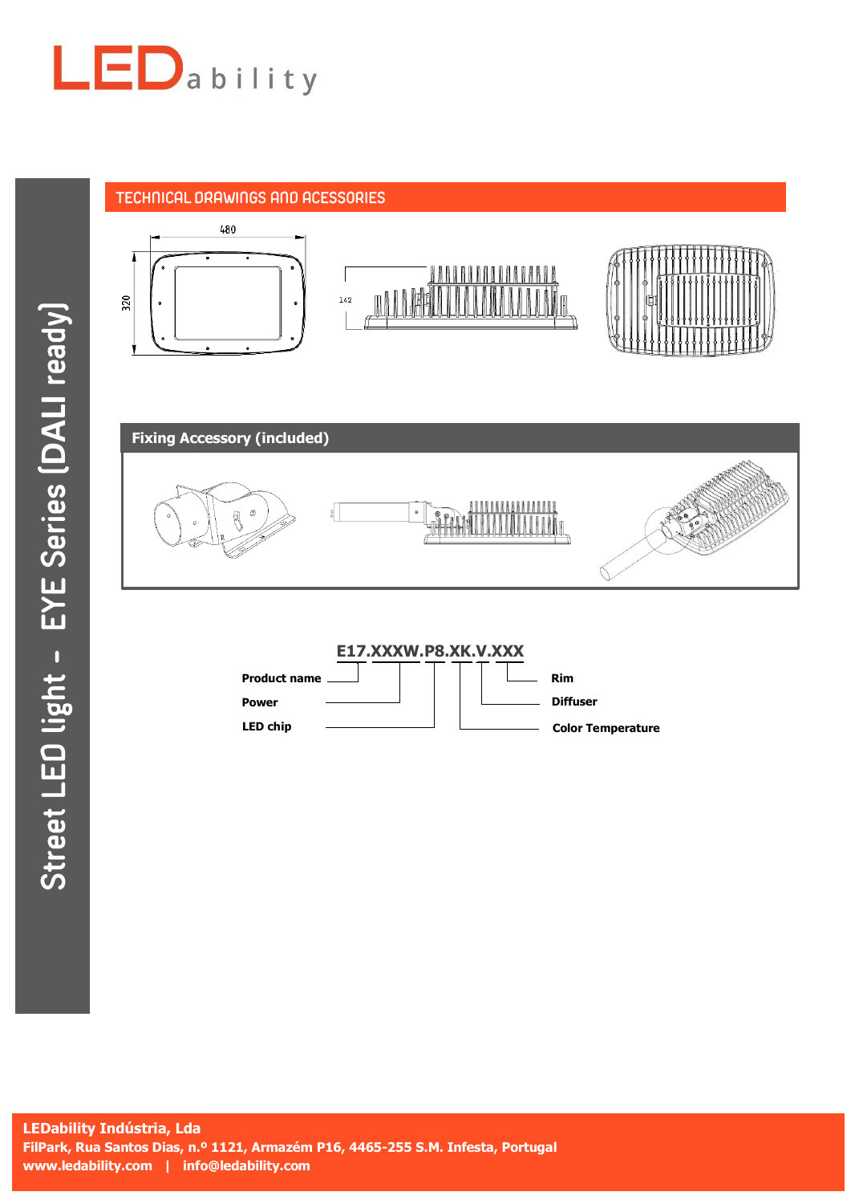LEDability

Street LED light - EYE Series (DALI ready)

## TECHNICAL DRAWINGS AND ACESSORIES

480

320

142

## Fixing Accessory (included)

**E17.XXXW.P8.XK.V.XXX**

**Product name**

**Power**

**LED chip**

**Rim**

**Diffuser**

**Color Temperature**

**LEDability Indústria, Lda**
**FilPark, Rua Santos Dias, n.º 1121, Armazém P16, 4465-255 S.M. Infesta, Portugal**
**www.ledability.com | info@ledability.com**